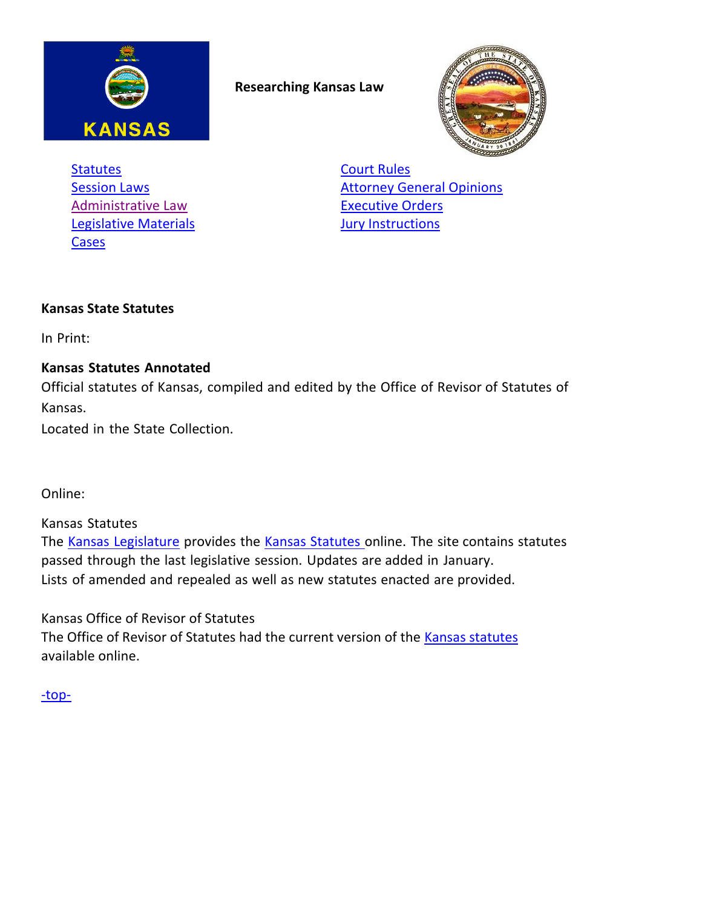**Researching Kansas Law**

- Statutes
- Session Laws
- Administrative Law
- Legislative Materials
- Cases
- Court Rules
- Attorney General Opinions
- Executive Orders
- Jury Instructions

## Kansas State Statutes

In Print:

**Kansas Statutes Annotated**
Official statutes of Kansas, compiled and edited by the Office of Revisor of Statutes of Kansas.
Located in the State Collection.

Online:

Kansas Statutes
The Kansas Legislature provides the Kansas Statutes online. The site contains statutes passed through the last legislative session. Updates are added in January.
Lists of amended and repealed as well as new statutes enacted are provided.

Kansas Office of Revisor of Statutes
The Office of Revisor of Statutes had the current version of the Kansas statutes available online.

-top-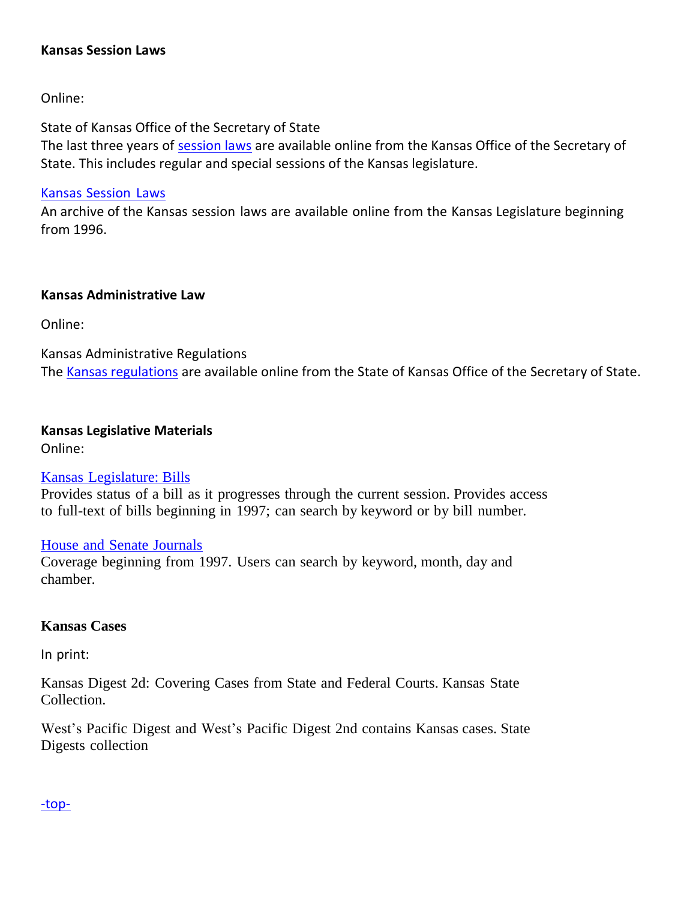### Kansas Session Laws

Online:

State of Kansas Office of the Secretary of State
The last three years of session laws are available online from the Kansas Office of the Secretary of State. This includes regular and special sessions of the Kansas legislature.

Kansas Session Laws
An archive of the Kansas session laws are available online from the Kansas Legislature beginning from 1996.

### Kansas Administrative Law

Online:

Kansas Administrative Regulations
The Kansas regulations are available online from the State of Kansas Office of the Secretary of State.

### Kansas Legislative Materials

Online:

Kansas Legislature: Bills
Provides status of a bill as it progresses through the current session. Provides access to full-text of bills beginning in 1997; can search by keyword or by bill number.

House and Senate Journals
Coverage beginning from 1997. Users can search by keyword, month, day and chamber.

### Kansas Cases

In print:

Kansas Digest 2d: Covering Cases from State and Federal Courts. Kansas State Collection.

West's Pacific Digest and West's Pacific Digest 2nd contains Kansas cases. State Digests collection

-top-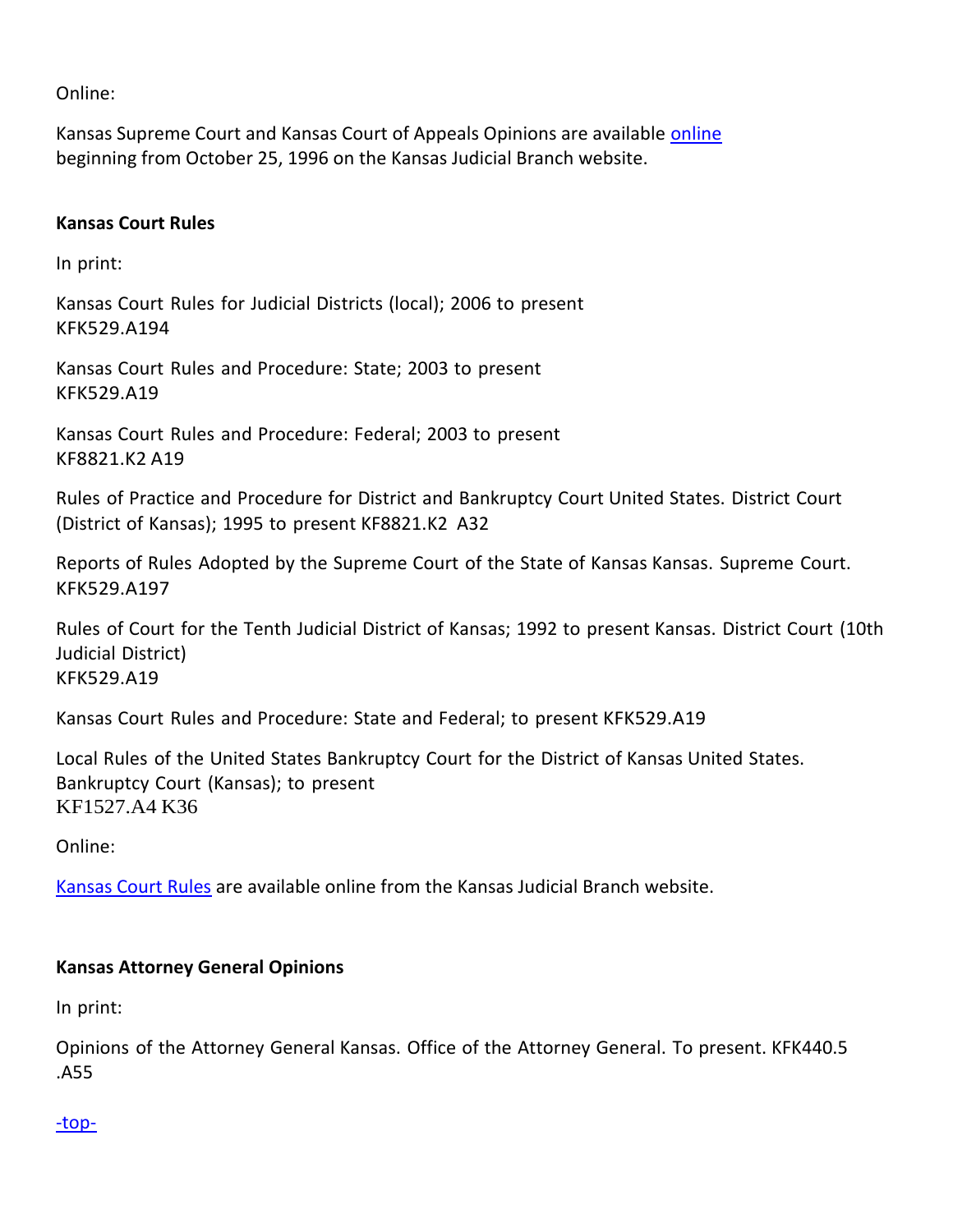Online:

Kansas Supreme Court and Kansas Court of Appeals Opinions are available online beginning from October 25, 1996 on the Kansas Judicial Branch website.

**Kansas Court Rules**

In print:

Kansas Court Rules for Judicial Districts (local); 2006 to present
KFK529.A194

Kansas Court Rules and Procedure: State; 2003 to present
KFK529.A19

Kansas Court Rules and Procedure: Federal; 2003 to present
KF8821.K2 A19

Rules of Practice and Procedure for District and Bankruptcy Court United States. District Court (District of Kansas); 1995 to present KF8821.K2 A32

Reports of Rules Adopted by the Supreme Court of the State of Kansas Kansas. Supreme Court.
KFK529.A197

Rules of Court for the Tenth Judicial District of Kansas; 1992 to present Kansas. District Court (10th Judicial District)
KFK529.A19

Kansas Court Rules and Procedure: State and Federal; to present KFK529.A19

Local Rules of the United States Bankruptcy Court for the District of Kansas United States. Bankruptcy Court (Kansas); to present
KF1527.A4 K36

Online:

Kansas Court Rules are available online from the Kansas Judicial Branch website.

**Kansas Attorney General Opinions**

In print:

Opinions of the Attorney General Kansas. Office of the Attorney General. To present. KFK440.5 .A55

-top-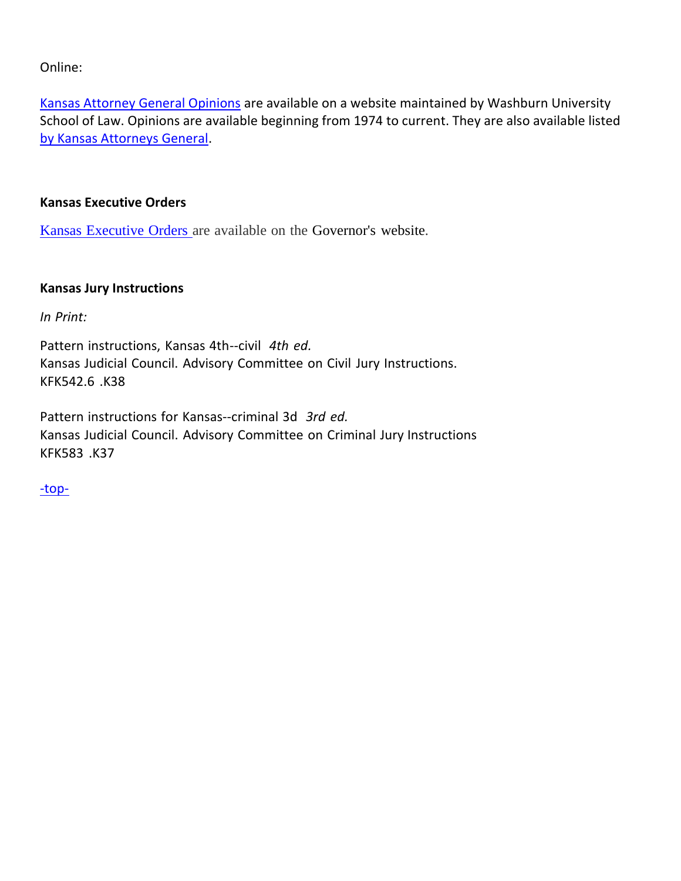Online:

Kansas Attorney General Opinions are available on a website maintained by Washburn University School of Law. Opinions are available beginning from 1974 to current. They are also available listed by Kansas Attorneys General.

### Kansas Executive Orders

Kansas Executive Orders are available on the Governor's website.

### Kansas Jury Instructions

*In Print:*

Pattern instructions, Kansas 4th--civil *4th ed.*  
Kansas Judicial Council. Advisory Committee on Civil Jury Instructions.  
KFK542.6 .K38

Pattern instructions for Kansas--criminal 3d *3rd ed.*  
Kansas Judicial Council. Advisory Committee on Criminal Jury Instructions  
KFK583 .K37

-top-